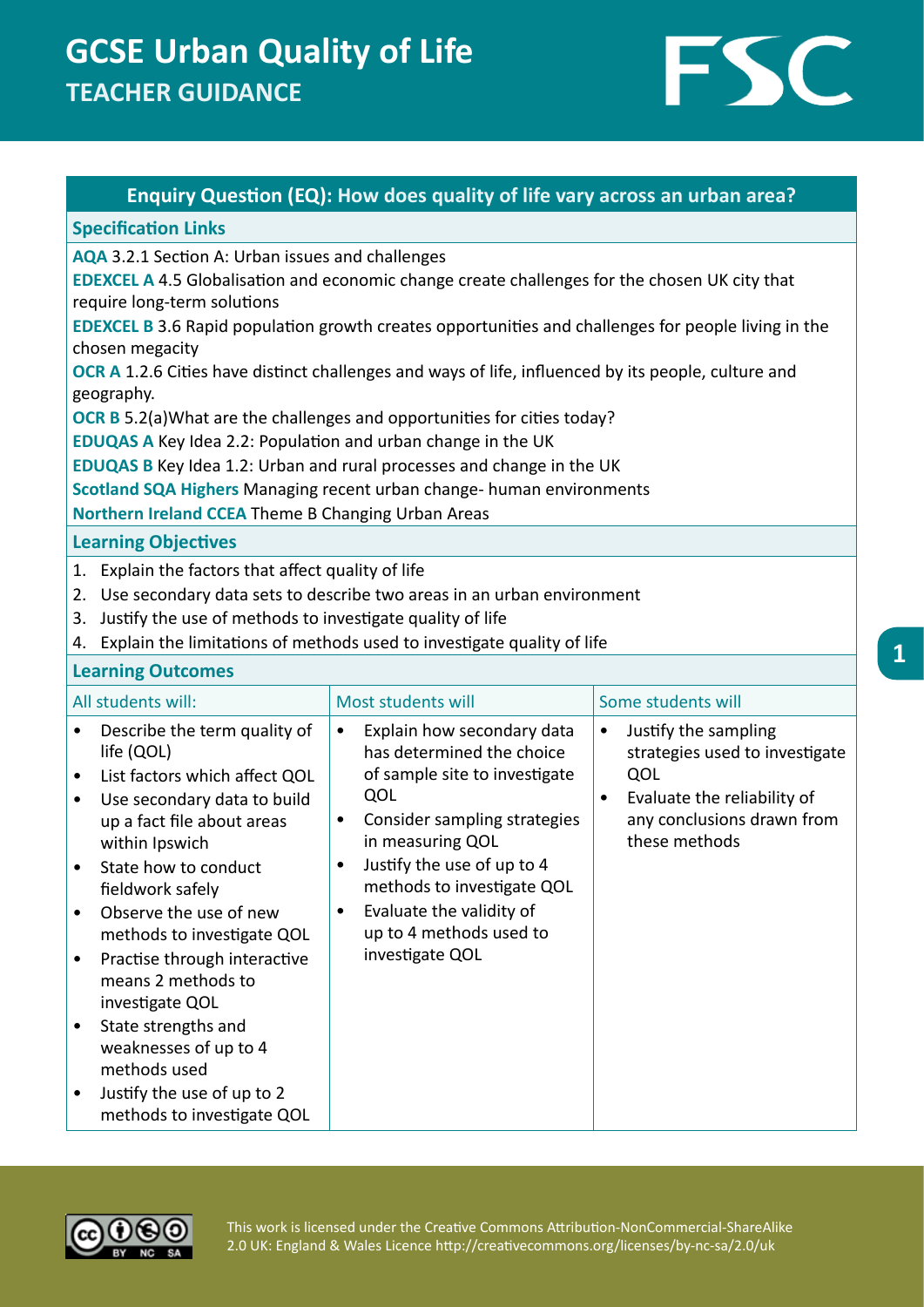# GCSE Urban Quality of Life

## TEACHER GUIDANCE

## Enquiry Question (EQ): How does quality of life vary across an urban area?

### Specification Links

**AQA** 3.2.1 Section A: Urban issues and challenges

**EDEXCEL A** 4.5 Globalisation and economic change create challenges for the chosen UK city that require long-term solutions

**EDEXCEL B** 3.6 Rapid population growth creates opportunities and challenges for people living in the chosen megacity

**OCR A** 1.2.6 Cities have distinct challenges and ways of life, influenced by its people, culture and geography.

**OCR B** 5.2(a)What are the challenges and opportunities for cities today?

**EDUQAS A** Key Idea 2.2: Population and urban change in the UK

**EDUQAS B** Key Idea 1.2: Urban and rural processes and change in the UK

**Scotland SQA Highers** Managing recent urban change- human environments

**Northern Ireland CCEA** Theme B Changing Urban Areas

### Learning Objectives

1. Explain the factors that affect quality of life
2. Use secondary data sets to describe two areas in an urban environment
3. Justify the use of methods to investigate quality of life
4. Explain the limitations of methods used to investigate quality of life

### Learning Outcomes

| All students will: | Most students will | Some students will |
|---|---|---|
| • Describe the term quality of life (QOL)<br>• List factors which affect QOL<br>• Use secondary data to build up a fact file about areas within Ipswich<br>• State how to conduct fieldwork safely<br>• Observe the use of new methods to investigate QOL<br>• Practise through interactive means 2 methods to investigate QOL<br>• State strengths and weaknesses of up to 4 methods used<br>• Justify the use of up to 2 methods to investigate QOL | • Explain how secondary data has determined the choice of sample site to investigate QOL<br>• Consider sampling strategies in measuring QOL<br>• Justify the use of up to 4 methods to investigate QOL<br>• Evaluate the validity of up to 4 methods used to investigate QOL | • Justify the sampling strategies used to investigate QOL<br>• Evaluate the reliability of any conclusions drawn from these methods |

This work is licensed under the Creative Commons Attribution-NonCommercial-ShareAlike 2.0 UK: England & Wales Licence http://creativecommons.org/licenses/by-nc-sa/2.0/uk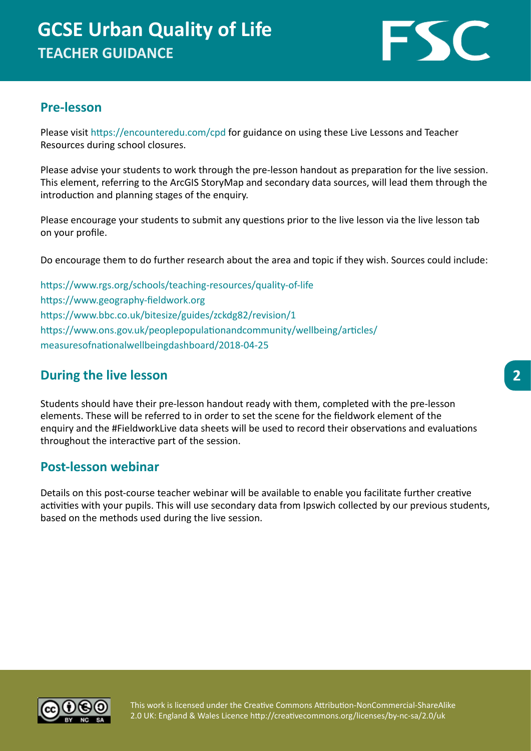# GCSE Urban Quality of Life

## TEACHER GUIDANCE

## Pre-lesson

Please visit https://encounteredu.com/cpd for guidance on using these Live Lessons and Teacher Resources during school closures.

Please advise your students to work through the pre-lesson handout as preparation for the live session. This element, referring to the ArcGIS StoryMap and secondary data sources, will lead them through the introduction and planning stages of the enquiry.

Please encourage your students to submit any questions prior to the live lesson via the live lesson tab on your profile.

Do encourage them to do further research about the area and topic if they wish. Sources could include:

https://www.rgs.org/schools/teaching-resources/quality-of-life
https://www.geography-fieldwork.org
https://www.bbc.co.uk/bitesize/guides/zckdg82/revision/1
https://www.ons.gov.uk/peoplepopulationandcommunity/wellbeing/articles/measuresofnationalwellbeingdashboard/2018-04-25

## During the live lesson

Students should have their pre-lesson handout ready with them, completed with the pre-lesson elements. These will be referred to in order to set the scene for the fieldwork element of the enquiry and the #FieldworkLive data sheets will be used to record their observations and evaluations throughout the interactive part of the session.

## Post-lesson webinar

Details on this post-course teacher webinar will be available to enable you facilitate further creative activities with your pupils. This will use secondary data from Ipswich collected by our previous students, based on the methods used during the live session.

This work is licensed under the Creative Commons Attribution-NonCommercial-ShareAlike 2.0 UK: England & Wales Licence http://creativecommons.org/licenses/by-nc-sa/2.0/uk